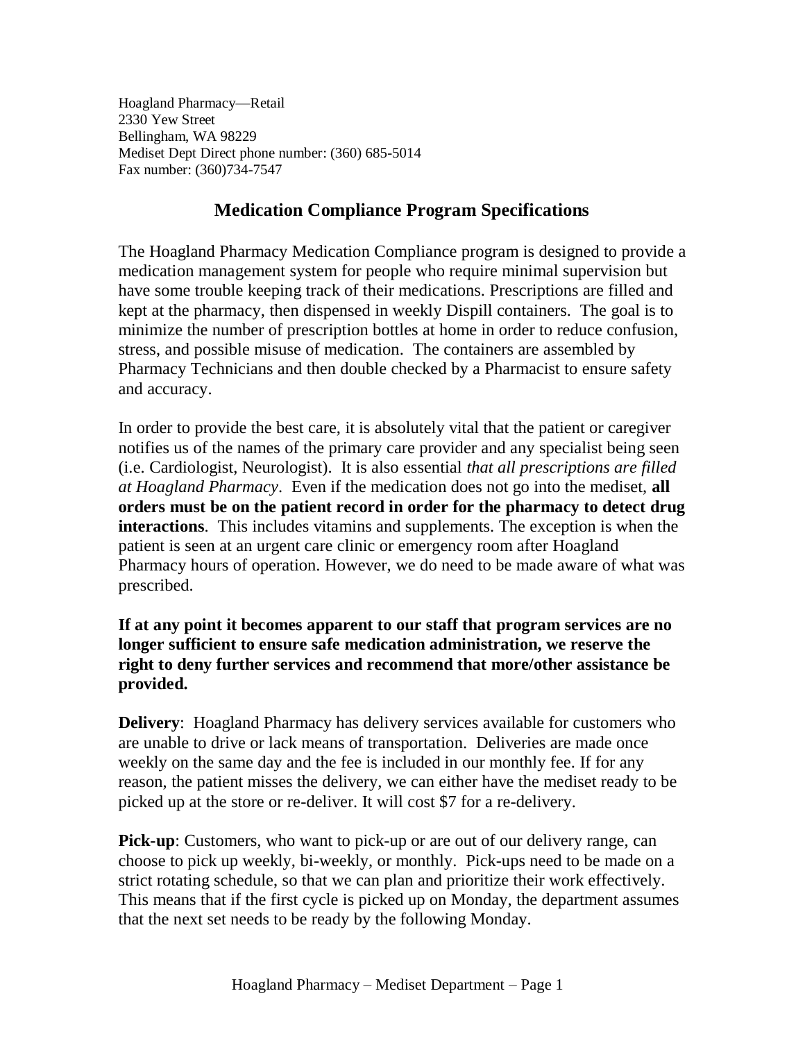Hoagland Pharmacy—Retail
2330 Yew Street
Bellingham, WA 98229
Mediset Dept Direct phone number: (360) 685-5014
Fax number: (360)734-7547

## Medication Compliance Program Specifications

The Hoagland Pharmacy Medication Compliance program is designed to provide a medication management system for people who require minimal supervision but have some trouble keeping track of their medications. Prescriptions are filled and kept at the pharmacy, then dispensed in weekly Dispill containers. The goal is to minimize the number of prescription bottles at home in order to reduce confusion, stress, and possible misuse of medication. The containers are assembled by Pharmacy Technicians and then double checked by a Pharmacist to ensure safety and accuracy.

In order to provide the best care, it is absolutely vital that the patient or caregiver notifies us of the names of the primary care provider and any specialist being seen (i.e. Cardiologist, Neurologist). It is also essential *that all prescriptions are filled at Hoagland Pharmacy*. Even if the medication does not go into the mediset, **all orders must be on the patient record in order for the pharmacy to detect drug interactions**. This includes vitamins and supplements. The exception is when the patient is seen at an urgent care clinic or emergency room after Hoagland Pharmacy hours of operation. However, we do need to be made aware of what was prescribed.

**If at any point it becomes apparent to our staff that program services are no longer sufficient to ensure safe medication administration, we reserve the right to deny further services and recommend that more/other assistance be provided.**

**Delivery**: Hoagland Pharmacy has delivery services available for customers who are unable to drive or lack means of transportation. Deliveries are made once weekly on the same day and the fee is included in our monthly fee. If for any reason, the patient misses the delivery, we can either have the mediset ready to be picked up at the store or re-deliver. It will cost $7 for a re-delivery.

**Pick-up**: Customers, who want to pick-up or are out of our delivery range, can choose to pick up weekly, bi-weekly, or monthly. Pick-ups need to be made on a strict rotating schedule, so that we can plan and prioritize their work effectively. This means that if the first cycle is picked up on Monday, the department assumes that the next set needs to be ready by the following Monday.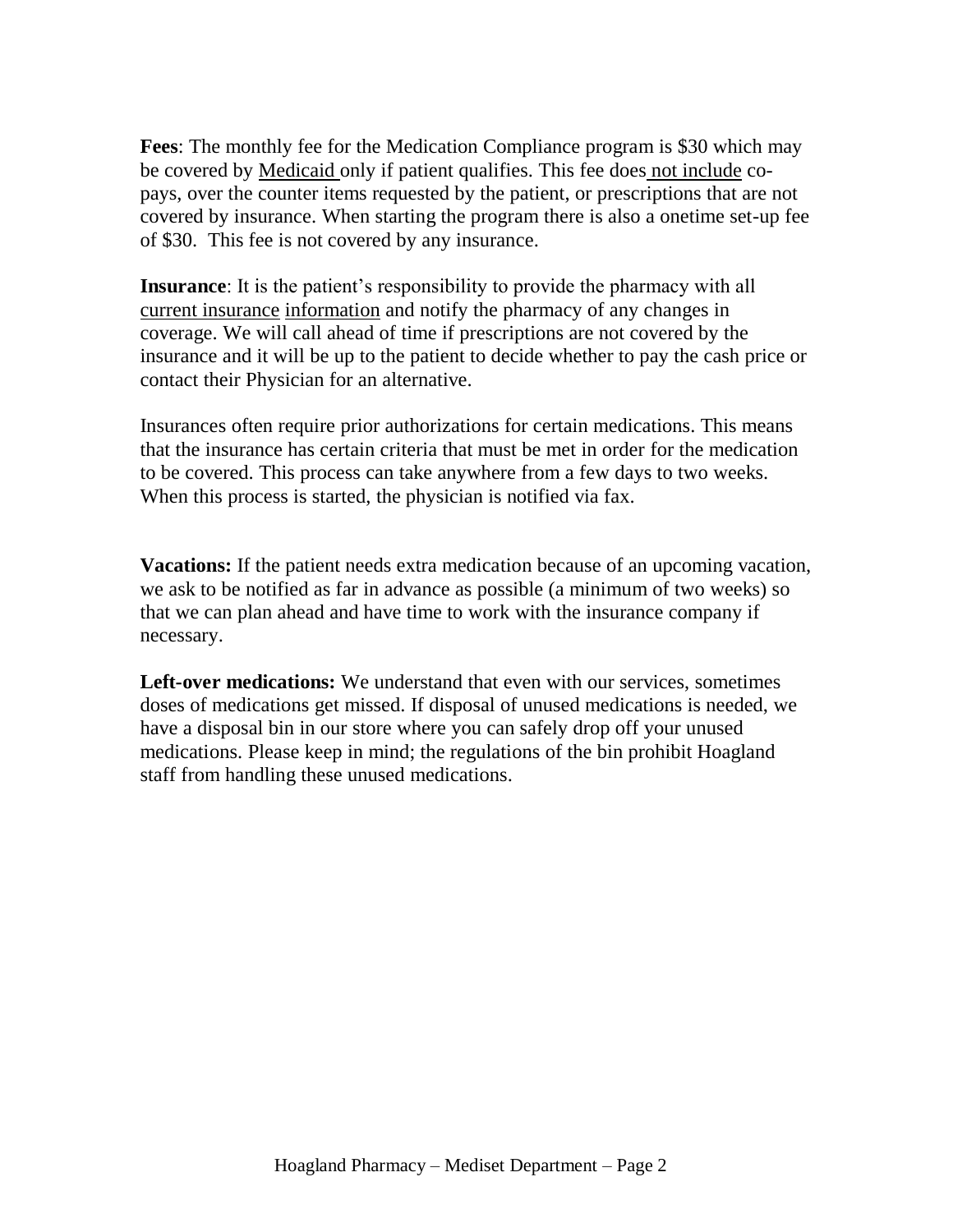**Fees**: The monthly fee for the Medication Compliance program is $30 which may be covered by Medicaid only if patient qualifies. This fee does not include co-pays, over the counter items requested by the patient, or prescriptions that are not covered by insurance. When starting the program there is also a onetime set-up fee of $30. This fee is not covered by any insurance.

**Insurance**: It is the patient's responsibility to provide the pharmacy with all current insurance information and notify the pharmacy of any changes in coverage. We will call ahead of time if prescriptions are not covered by the insurance and it will be up to the patient to decide whether to pay the cash price or contact their Physician for an alternative.

Insurances often require prior authorizations for certain medications. This means that the insurance has certain criteria that must be met in order for the medication to be covered. This process can take anywhere from a few days to two weeks. When this process is started, the physician is notified via fax.

**Vacations:** If the patient needs extra medication because of an upcoming vacation, we ask to be notified as far in advance as possible (a minimum of two weeks) so that we can plan ahead and have time to work with the insurance company if necessary.

**Left-over medications:** We understand that even with our services, sometimes doses of medications get missed. If disposal of unused medications is needed, we have a disposal bin in our store where you can safely drop off your unused medications. Please keep in mind; the regulations of the bin prohibit Hoagland staff from handling these unused medications.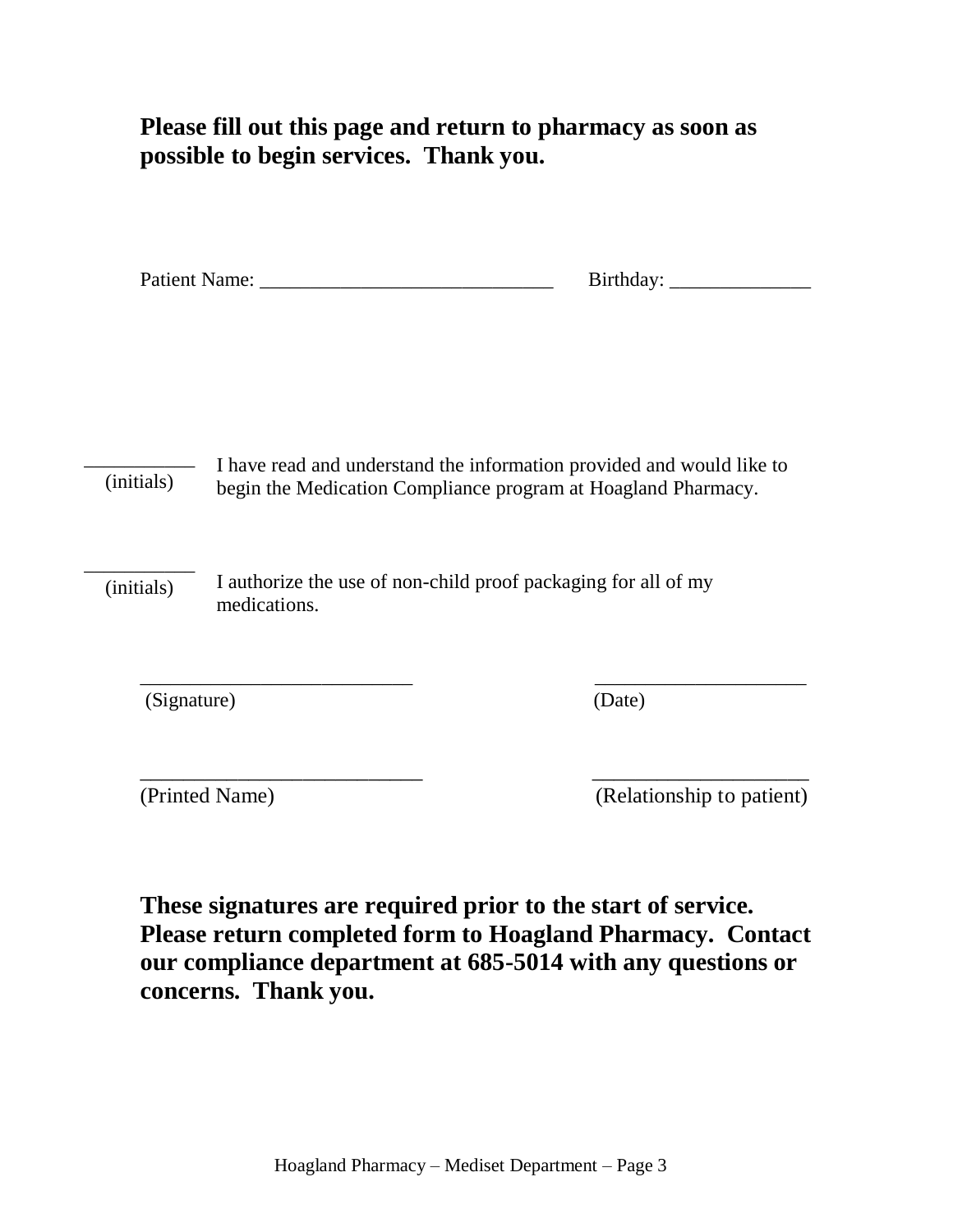**Please fill out this page and return to pharmacy as soon as possible to begin services. Thank you.**

Patient Name: _____________________________ Birthday: ______________

__________ (initials) I have read and understand the information provided and would like to begin the Medication Compliance program at Hoagland Pharmacy.

__________ (initials) I authorize the use of non-child proof packaging for all of my medications.

___________________________ _____________________

(Signature) (Date)

___________________________ _____________________

(Printed Name) (Relationship to patient)

**These signatures are required prior to the start of service. Please return completed form to Hoagland Pharmacy. Contact our compliance department at 685-5014 with any questions or concerns. Thank you.**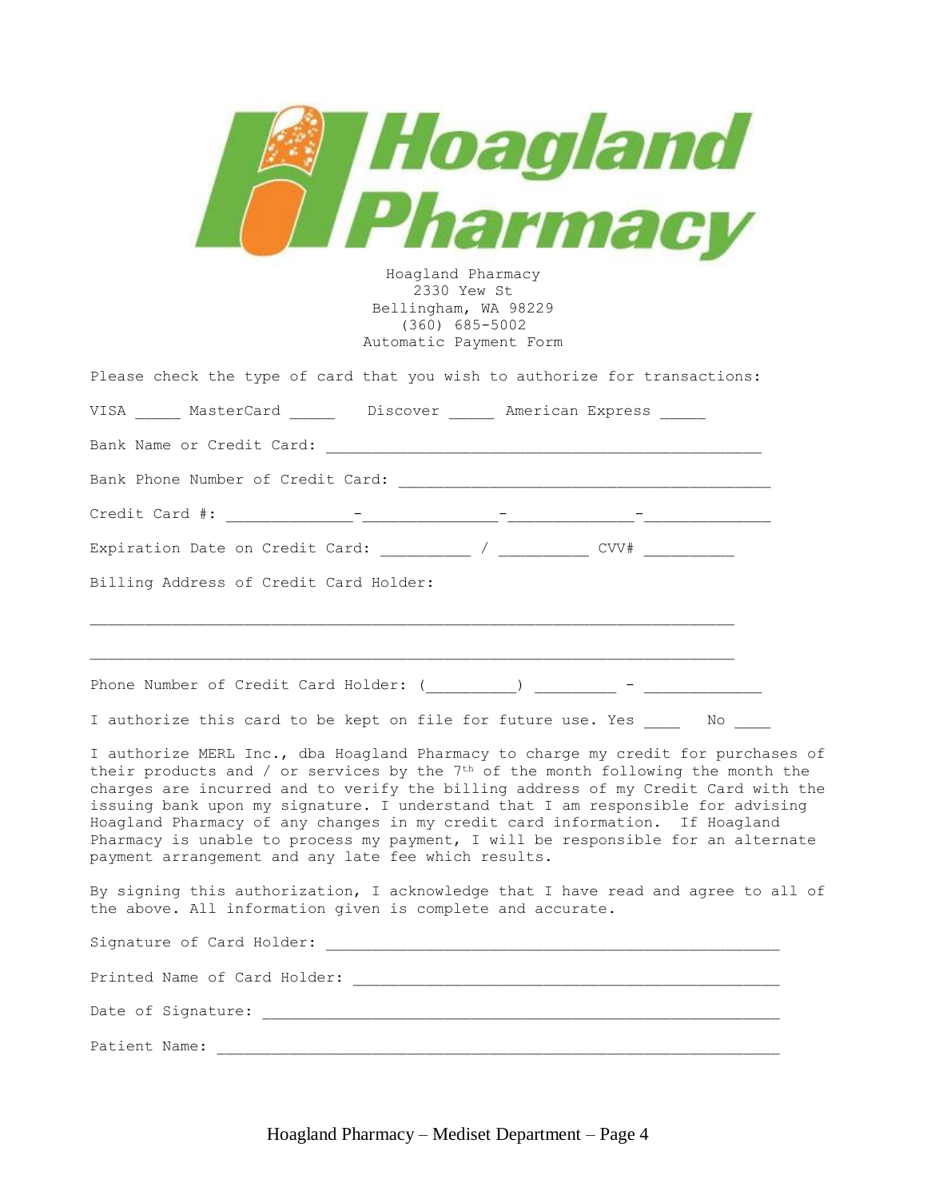# Hoagland Pharmacy

Hoagland Pharmacy
2330 Yew St
Bellingham, WA 98229
(360) 685-5002
Automatic Payment Form

Please check the type of card that you wish to authorize for transactions:

VISA _____ MasterCard _____ Discover _____ American Express _____

Bank Name or Credit Card: ________________________________________________

Bank Phone Number of Credit Card: _________________________________________

Credit Card #: ______________-_______________-______________-______________

Expiration Date on Credit Card: __________ / __________ CVV# __________

Billing Address of Credit Card Holder:

______________________________________________________________________

______________________________________________________________________

Phone Number of Credit Card Holder: (__________) _________ - _____________

I authorize this card to be kept on file for future use. Yes ____ No ____

I authorize MERL Inc., dba Hoagland Pharmacy to charge my credit for purchases of their products and / or services by the 7th of the month following the month the charges are incurred and to verify the billing address of my Credit Card with the issuing bank upon my signature. I understand that I am responsible for advising Hoagland Pharmacy of any changes in my credit card information. If Hoagland Pharmacy is unable to process my payment, I will be responsible for an alternate payment arrangement and any late fee which results.

By signing this authorization, I acknowledge that I have read and agree to all of the above. All information given is complete and accurate.

Signature of Card Holder: __________________________________________________

Printed Name of Card Holder: _______________________________________________

Date of Signature: ________________________________________________________

Patient Name: ____________________________________________________________

Hoagland Pharmacy – Mediset Department – Page 4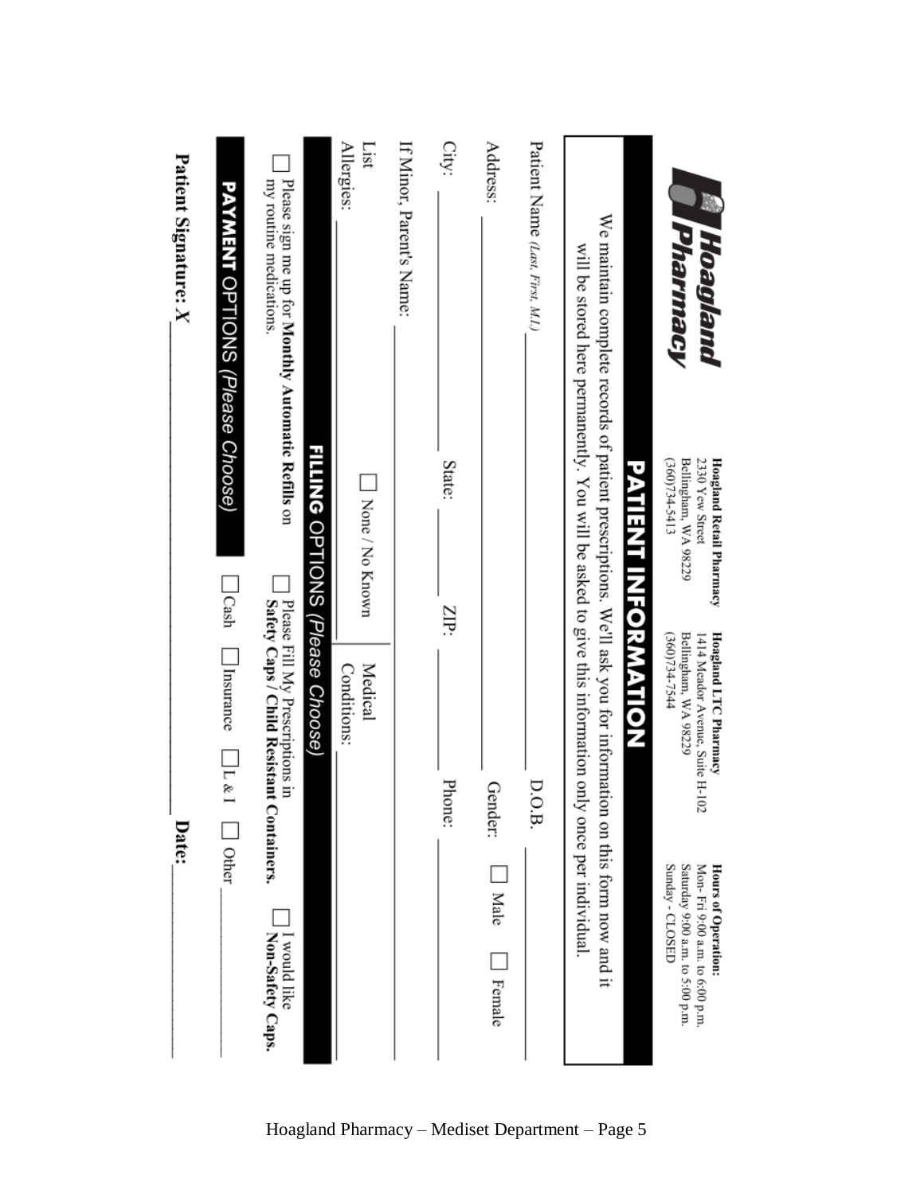# Hoagland Pharmacy

**Hoagland Retail Pharmacy**
2330 Yew Street
Bellingham, WA 98229
(360)734-5413

**Hoagland LTC Pharmacy**
1414 Meador Avenue, Suite H-102
Bellingham, WA 98229
(360)734-7544

**Hours of Operation:**
Mon- Fri 9:00 a.m. to 6:00 p.m.
Saturday 9:00 a.m. to 5:00 p.m.
Sunday - CLOSED

## PATIENT INFORMATION

We maintain complete records of patient prescriptions. We'll ask you for information on this form now and it will be stored here permanently. You will be asked to give this information only once per individual.

Patient Name *(Last, First, M.I.)* ______________________ D.O.B. ____________

Address: ______________________ Gender: ☐ Male ☐ Female

City: __________ State: ______ ZIP: ________ Phone: ____________

If Minor, Parent's Name: ______________________

List Allergies: __________ ☐ None / No Known | Medical Conditions: ______________________

## FILLING OPTIONS *(Please Choose)*

☐ Please sign me up for **Monthly Automatic Refills** on my routine medications.

☐ Please Fill My Prescriptions in **Safety Caps / Child Resistant Containers.**

☐ I would like **Non-Safety Caps.**

## PAYMENT OPTIONS *(Please Choose)*

☐ Cash ☐ Insurance ☐ L & I ☐ Other __________

**Patient Signature: X** ______________________ **Date:** ____________

Hoagland Pharmacy – Mediset Department – Page 5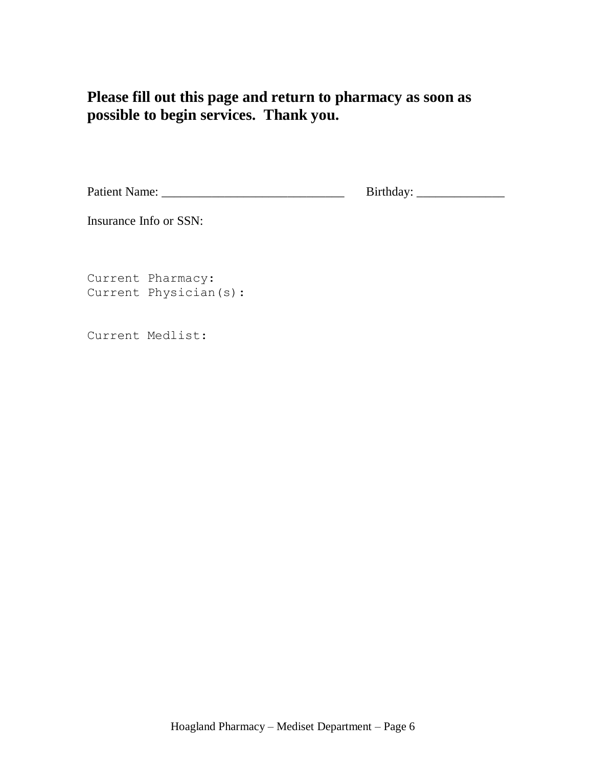**Please fill out this page and return to pharmacy as soon as possible to begin services. Thank you.**

Patient Name: _____________________________ Birthday: ______________

Insurance Info or SSN:

Current Pharmacy:
Current Physician(s):

Current Medlist: